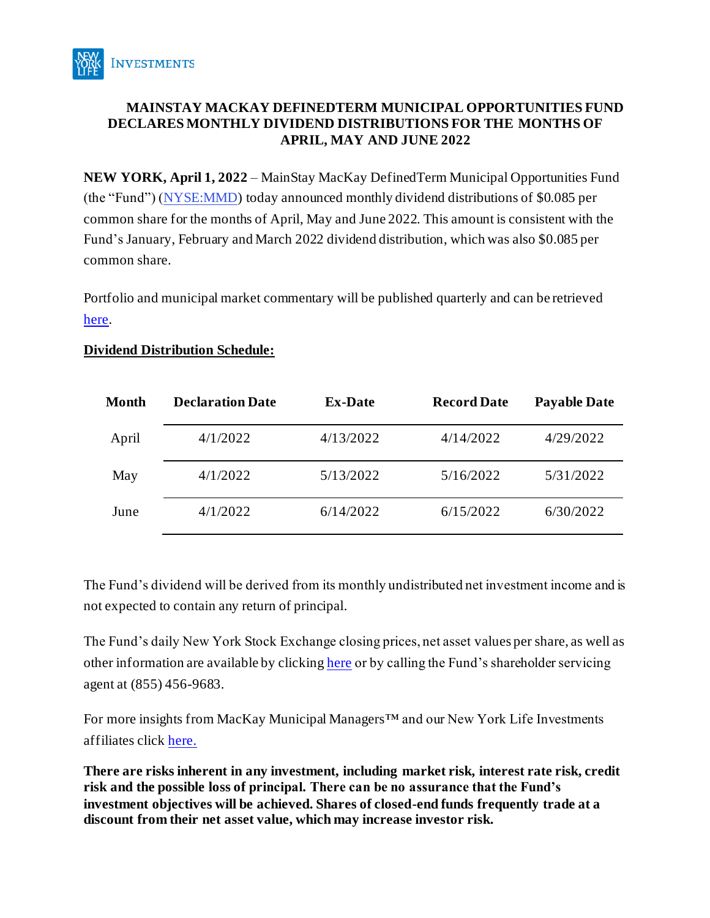NEW YORK LIFE INVESTMENTS

# MAINSTAY MACKAY DEFINEDTERM MUNICIPAL OPPORTUNITIES FUND DECLARES MONTHLY DIVIDEND DISTRIBUTIONS FOR THE MONTHS OF APRIL, MAY AND JUNE 2022

**NEW YORK, April 1, 2022** – MainStay MacKay DefinedTerm Municipal Opportunities Fund (the "Fund") (NYSE:MMD) today announced monthly dividend distributions of $0.085 per common share for the months of April, May and June 2022. This amount is consistent with the Fund's January, February and March 2022 dividend distribution, which was also $0.085 per common share.

Portfolio and municipal market commentary will be published quarterly and can be retrieved here.

**Dividend Distribution Schedule:**

| Month | Declaration Date | Ex-Date | Record Date | Payable Date |
|---|---|---|---|---|
| April | 4/1/2022 | 4/13/2022 | 4/14/2022 | 4/29/2022 |
| May | 4/1/2022 | 5/13/2022 | 5/16/2022 | 5/31/2022 |
| June | 4/1/2022 | 6/14/2022 | 6/15/2022 | 6/30/2022 |

The Fund's dividend will be derived from its monthly undistributed net investment income and is not expected to contain any return of principal.

The Fund's daily New York Stock Exchange closing prices, net asset values per share, as well as other information are available by clicking here or by calling the Fund's shareholder servicing agent at (855) 456-9683.

For more insights from MacKay Municipal Managers™ and our New York Life Investments affiliates click here.

**There are risks inherent in any investment, including market risk, interest rate risk, credit risk and the possible loss of principal. There can be no assurance that the Fund's investment objectives will be achieved. Shares of closed-end funds frequently trade at a discount from their net asset value, which may increase investor risk.**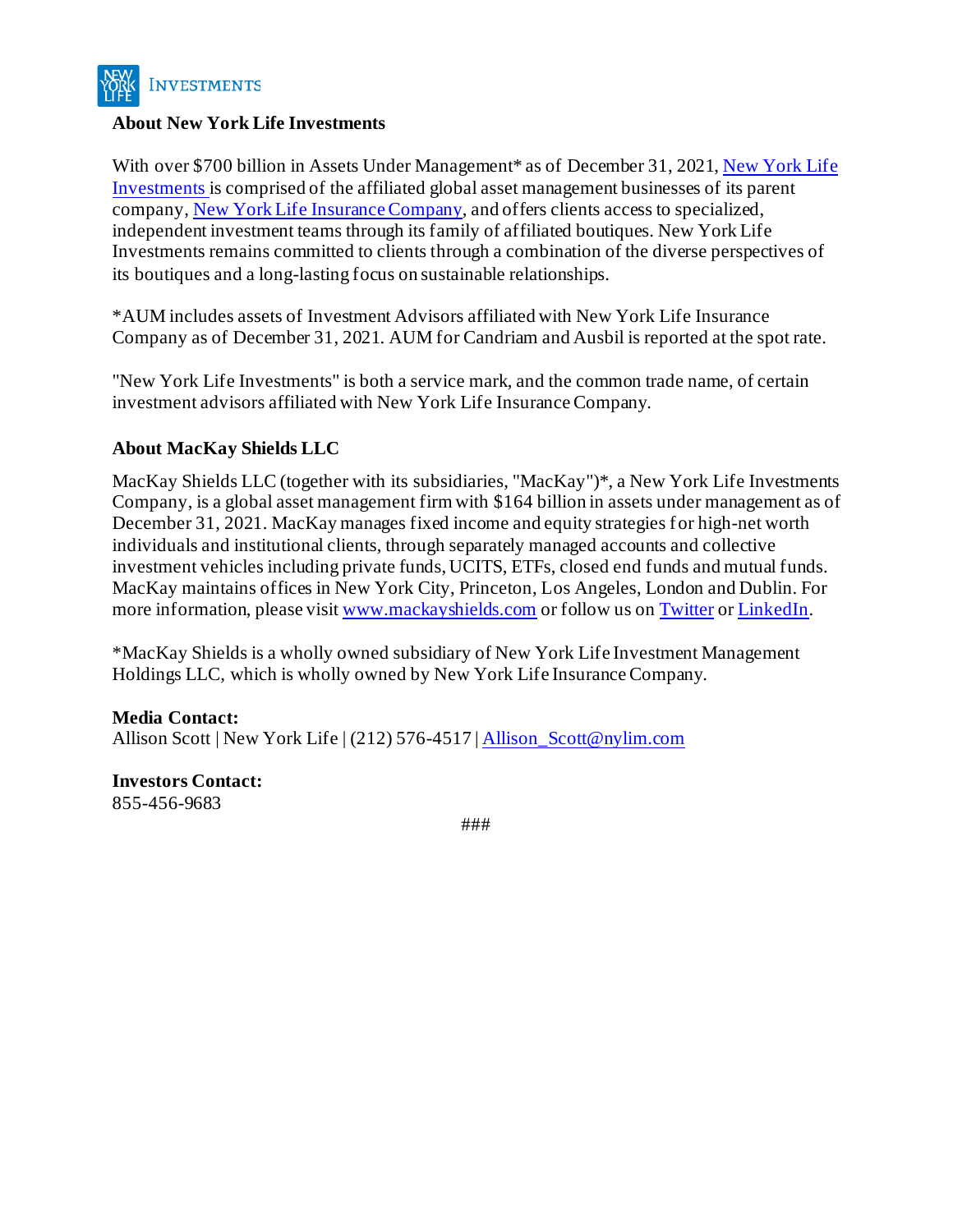## About New York Life Investments

With over $700 billion in Assets Under Management* as of December 31, 2021, New York Life Investments is comprised of the affiliated global asset management businesses of its parent company, New York Life Insurance Company, and offers clients access to specialized, independent investment teams through its family of affiliated boutiques. New York Life Investments remains committed to clients through a combination of the diverse perspectives of its boutiques and a long-lasting focus on sustainable relationships.

*AUM includes assets of Investment Advisors affiliated with New York Life Insurance Company as of December 31, 2021. AUM for Candriam and Ausbil is reported at the spot rate.

"New York Life Investments" is both a service mark, and the common trade name, of certain investment advisors affiliated with New York Life Insurance Company.

## About MacKay Shields LLC

MacKay Shields LLC (together with its subsidiaries, "MacKay")*, a New York Life Investments Company, is a global asset management firm with $164 billion in assets under management as of December 31, 2021. MacKay manages fixed income and equity strategies for high-net worth individuals and institutional clients, through separately managed accounts and collective investment vehicles including private funds, UCITS, ETFs, closed end funds and mutual funds. MacKay maintains offices in New York City, Princeton, Los Angeles, London and Dublin. For more information, please visit www.mackayshields.com or follow us on Twitter or LinkedIn.

*MacKay Shields is a wholly owned subsidiary of New York Life Investment Management Holdings LLC, which is wholly owned by New York Life Insurance Company.

**Media Contact:**
Allison Scott | New York Life | (212) 576-4517 | Allison_Scott@nylim.com

**Investors Contact:**
855-456-9683

###